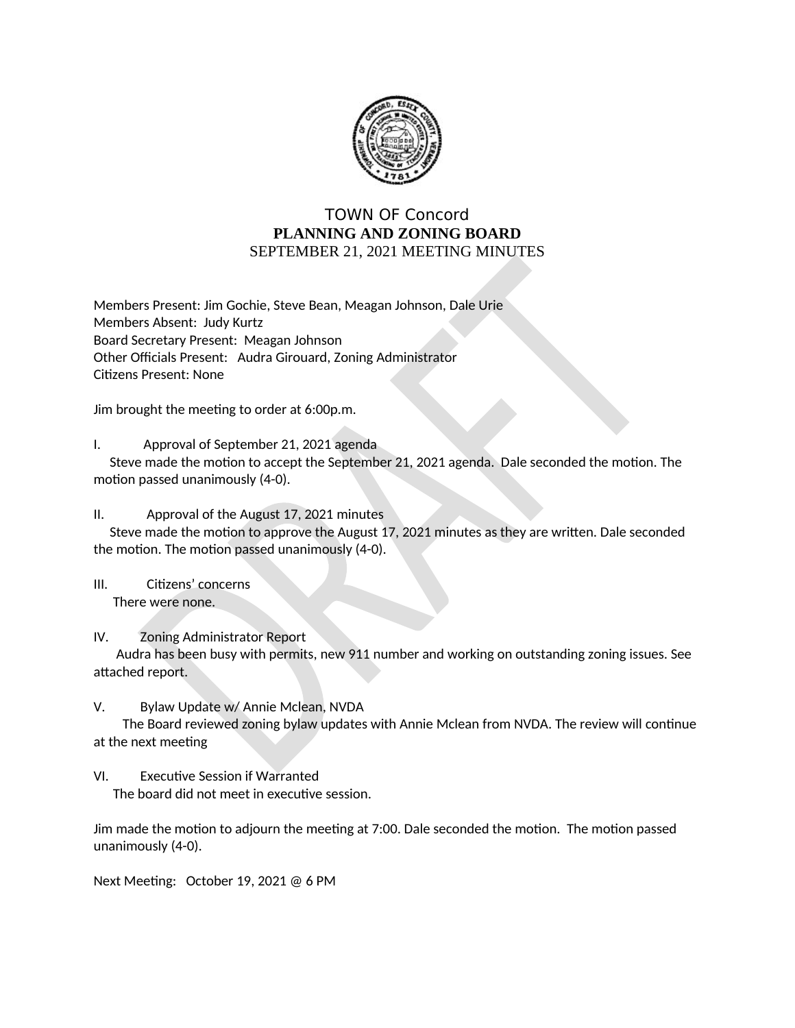# TOWN OF Concord

## PLANNING AND ZONING BOARD

SEPTEMBER 21, 2021 MEETING MINUTES

Members Present: Jim Gochie, Steve Bean, Meagan Johnson, Dale Urie
Members Absent: Judy Kurtz
Board Secretary Present: Meagan Johnson
Other Officials Present: Audra Girouard, Zoning Administrator
Citizens Present: None

Jim brought the meeting to order at 6:00p.m.

I. Approval of September 21, 2021 agenda
Steve made the motion to accept the September 21, 2021 agenda. Dale seconded the motion. The motion passed unanimously (4-0).

II. Approval of the August 17, 2021 minutes
Steve made the motion to approve the August 17, 2021 minutes as they are written. Dale seconded the motion. The motion passed unanimously (4-0).

III. Citizens' concerns
There were none.

IV. Zoning Administrator Report
Audra has been busy with permits, new 911 number and working on outstanding zoning issues. See attached report.

V. Bylaw Update w/ Annie Mclean, NVDA
The Board reviewed zoning bylaw updates with Annie Mclean from NVDA. The review will continue at the next meeting

VI. Executive Session if Warranted
The board did not meet in executive session.

Jim made the motion to adjourn the meeting at 7:00. Dale seconded the motion. The motion passed unanimously (4-0).

Next Meeting: October 19, 2021 @ 6 PM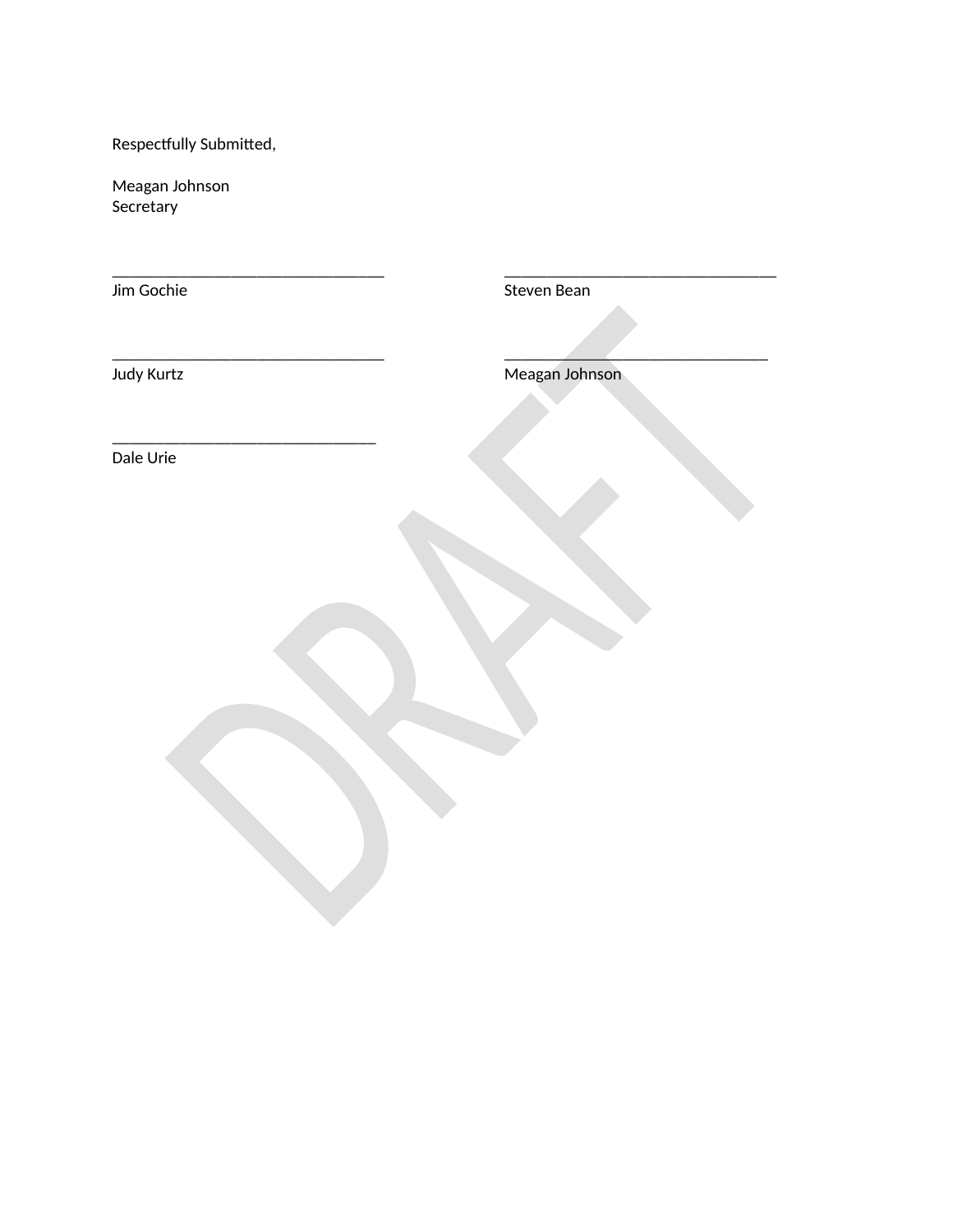Respectfully Submitted,

Meagan Johnson
Secretary

| | |
|---|---|
| ________________________________ | ________________________________ |
| Jim Gochie | Steven Bean |
| ________________________________ | ________________________________ |
| Judy Kurtz | Meagan Johnson |
| ________________________________ | |
| Dale Urie | |

DRAFT